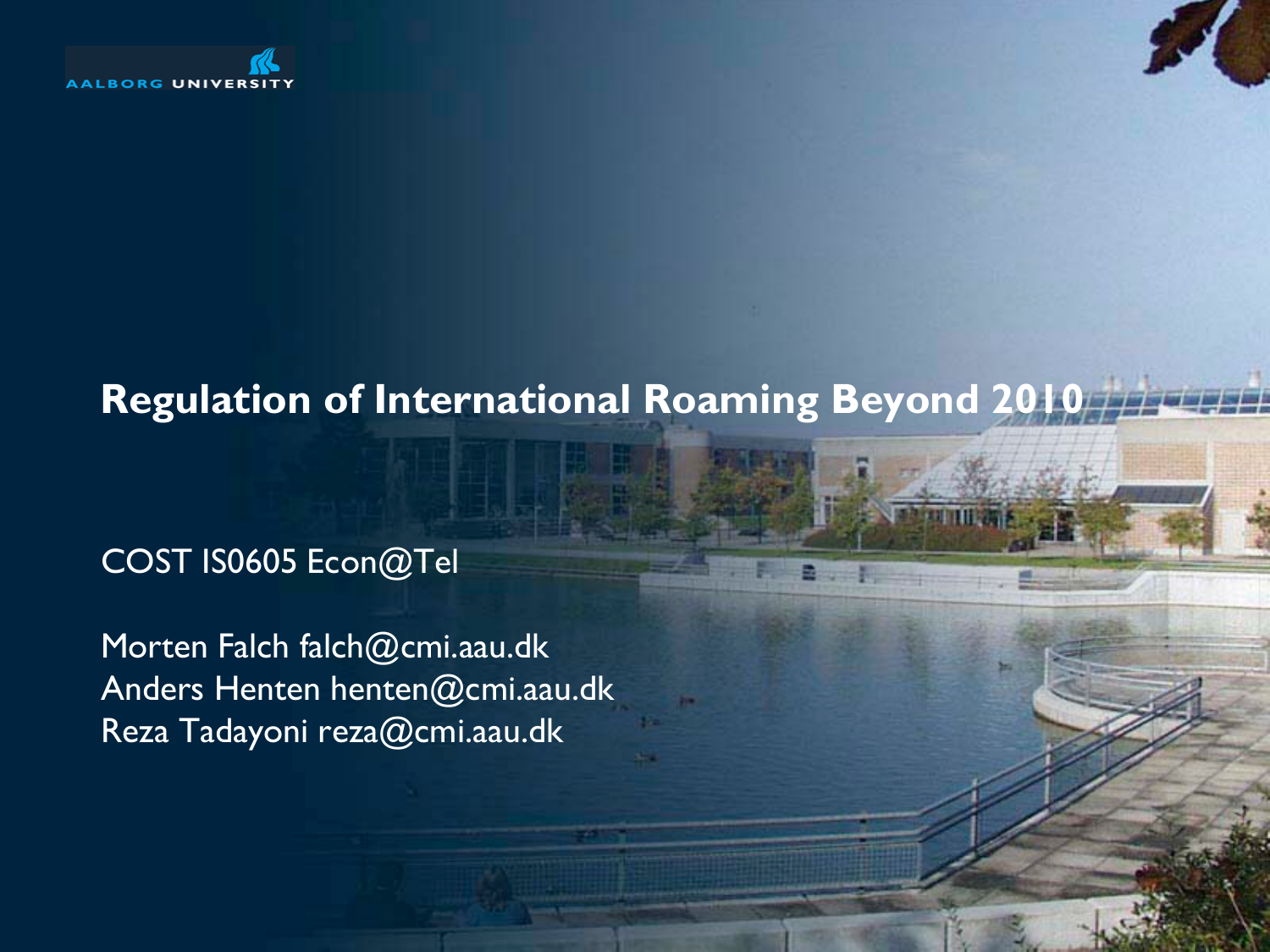AALBORG UNIVERSITY

# Regulation of International Roaming Beyond 2010

COST IS0605 Econ@Tel

Morten Falch falch@cmi.aau.dk
Anders Henten henten@cmi.aau.dk
Reza Tadayoni reza@cmi.aau.dk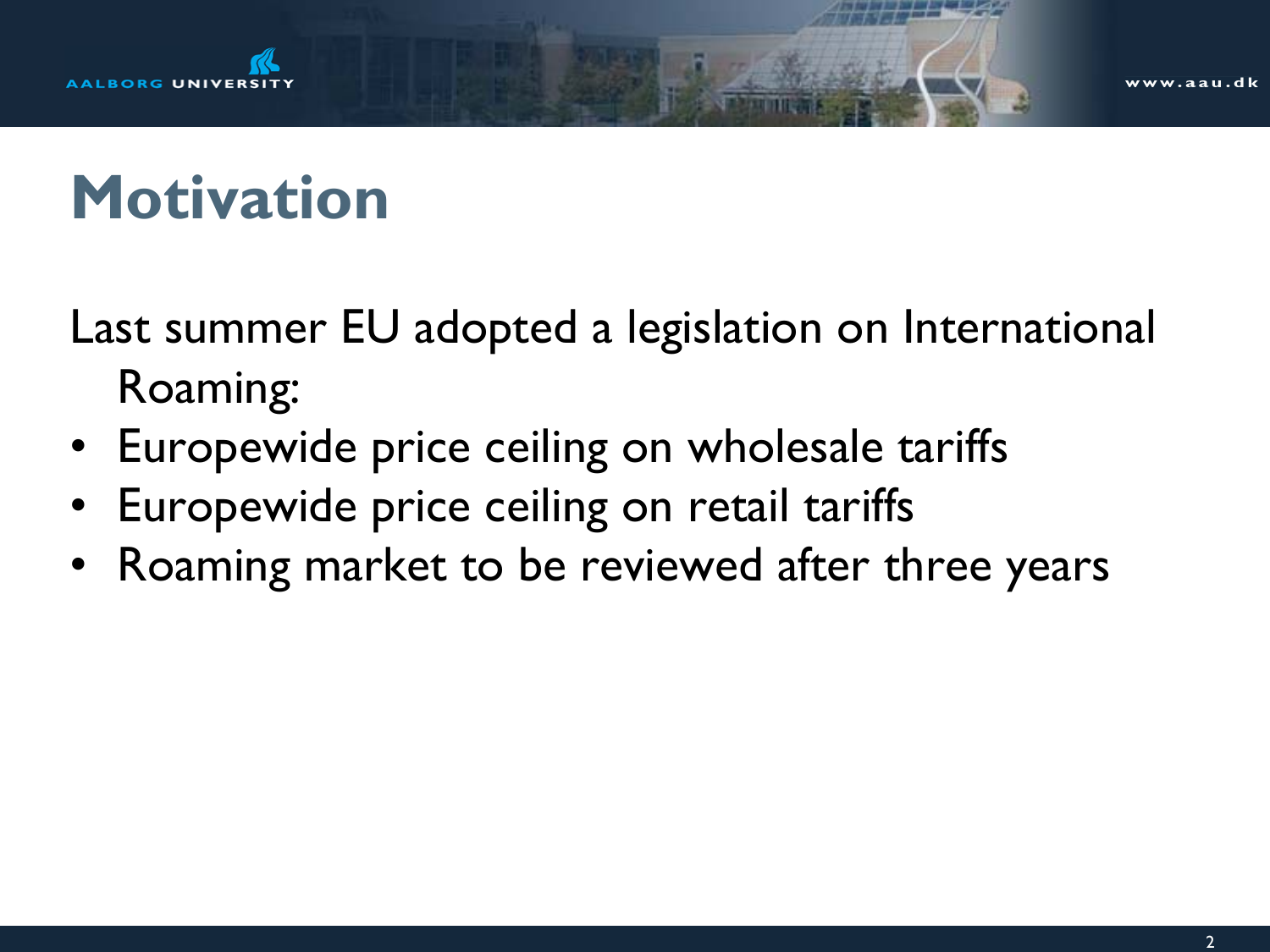# Motivation

Last summer EU adopted a legislation on International Roaming:

- Europewide price ceiling on wholesale tariffs
- Europewide price ceiling on retail tariffs
- Roaming market to be reviewed after three years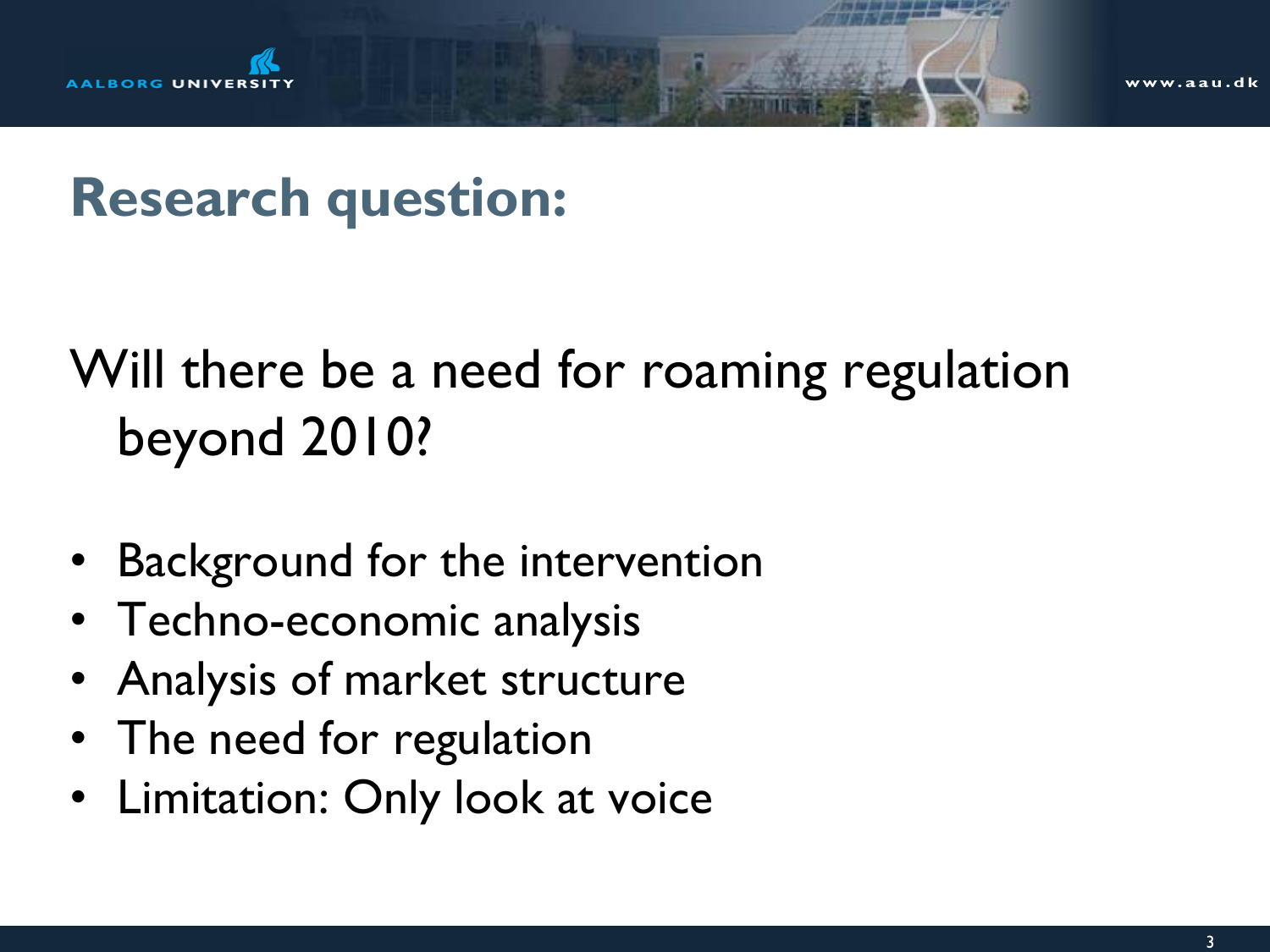# Research question:

Will there be a need for roaming regulation beyond 2010?

- Background for the intervention
- Techno-economic analysis
- Analysis of market structure
- The need for regulation
- Limitation: Only look at voice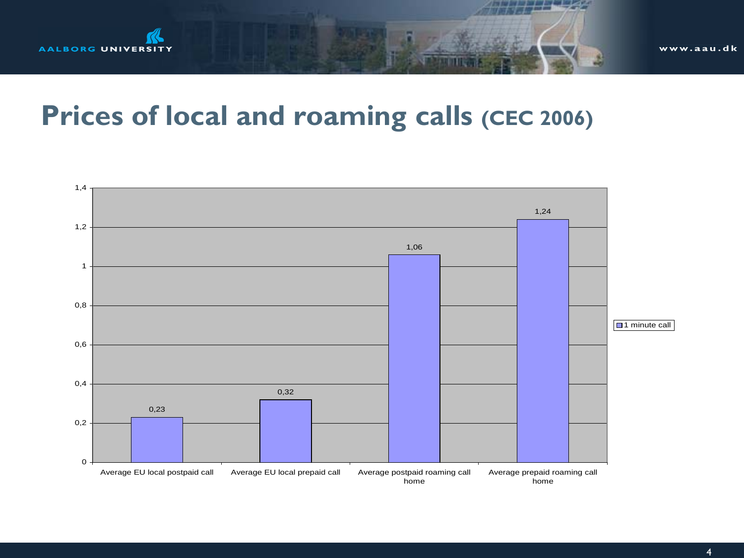# Prices of local and roaming calls (CEC 2006)

| | 1 minute call |
|---|---|
| Average EU local postpaid call | 0,23 |
| Average EU local prepaid call | 0,32 |
| Average postpaid roaming call home | 1,06 |
| Average prepaid roaming call home | 1,24 |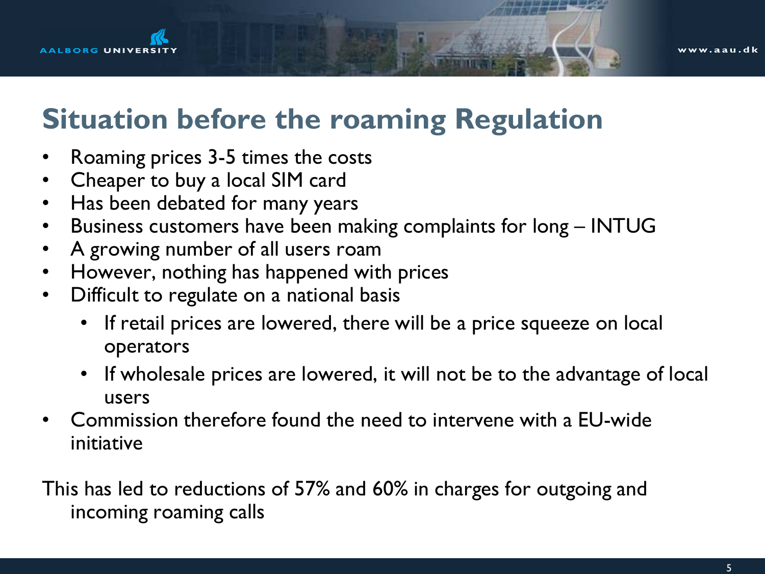## Situation before the roaming Regulation

- Roaming prices 3-5 times the costs
- Cheaper to buy a local SIM card
- Has been debated for many years
- Business customers have been making complaints for long – INTUG
- A growing number of all users roam
- However, nothing has happened with prices
- Difficult to regulate on a national basis
  - If retail prices are lowered, there will be a price squeeze on local operators
  - If wholesale prices are lowered, it will not be to the advantage of local users
- Commission therefore found the need to intervene with a EU-wide initiative

This has led to reductions of 57% and 60% in charges for outgoing and incoming roaming calls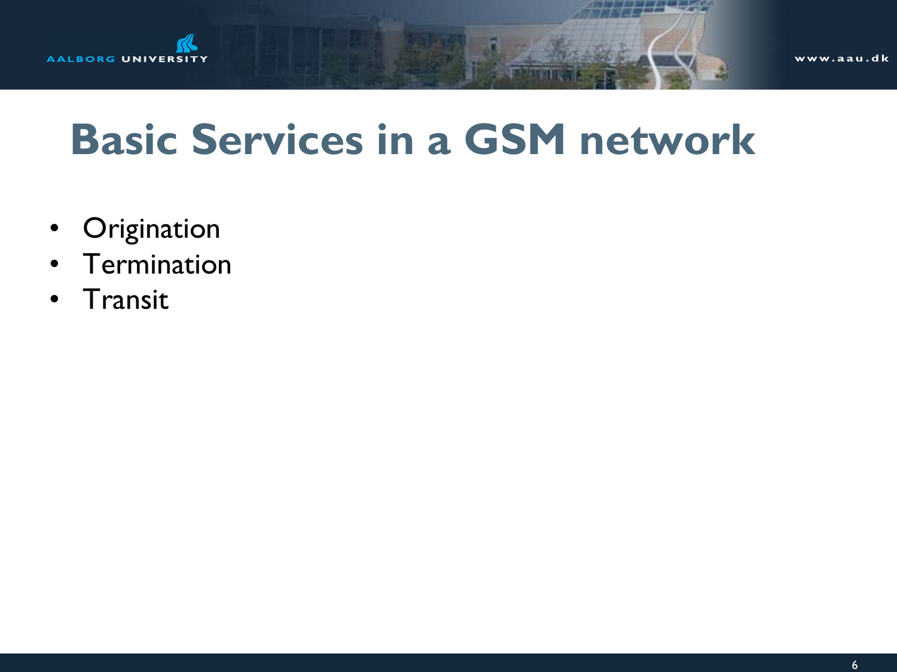# Basic Services in a GSM network

- Origination
- Termination
- Transit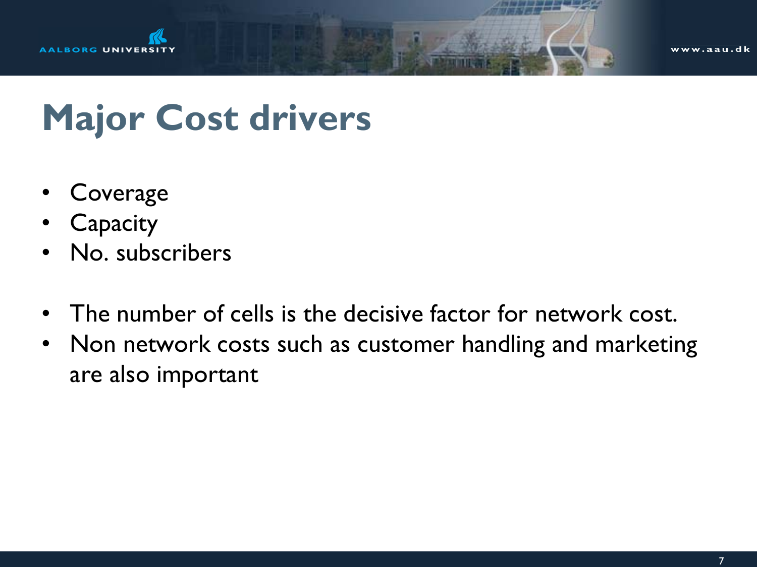# Major Cost drivers

- Coverage
- Capacity
- No. subscribers

- The number of cells is the decisive factor for network cost.
- Non network costs such as customer handling and marketing are also important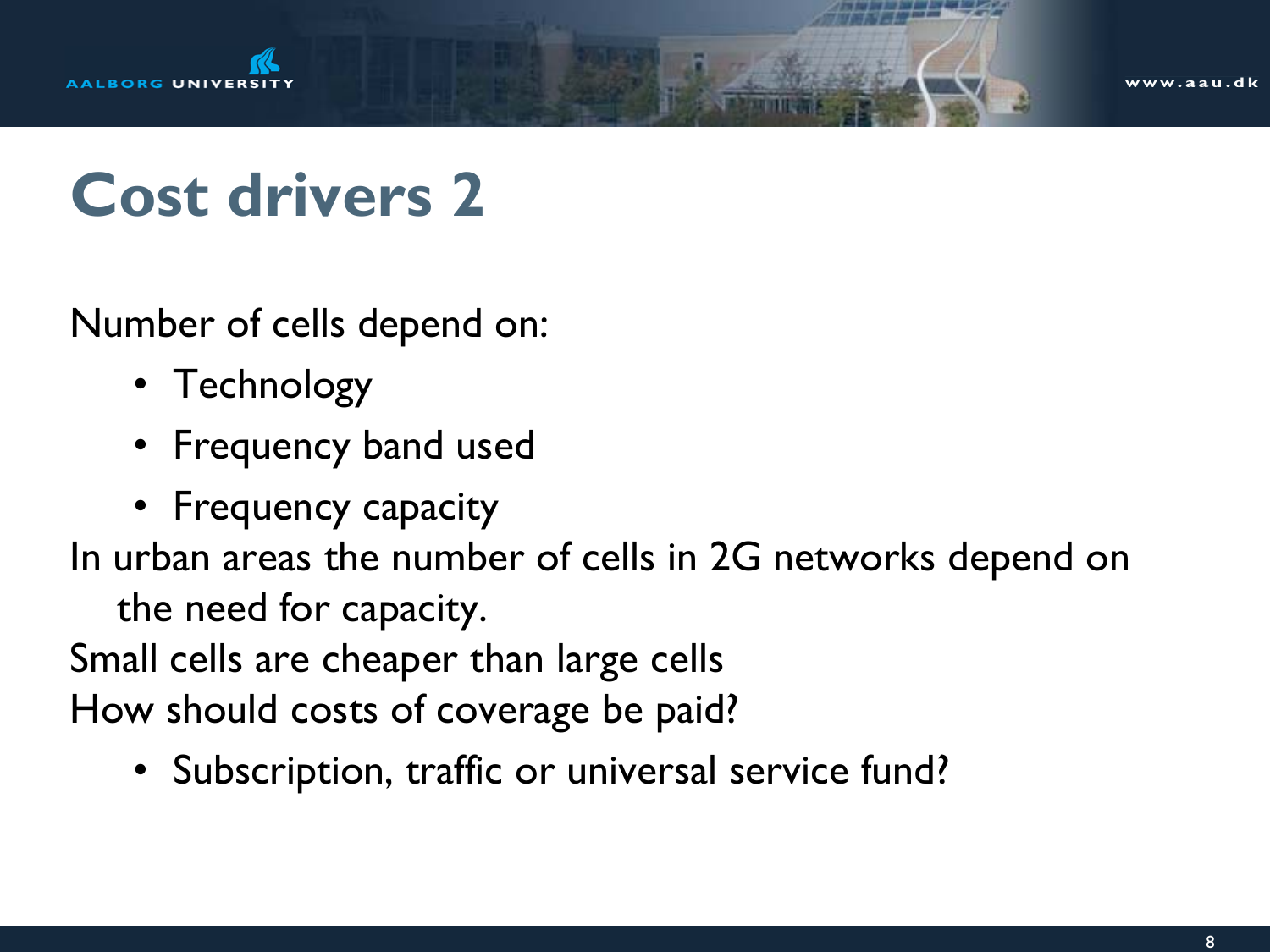# Cost drivers 2

Number of cells depend on:

- Technology
- Frequency band used
- Frequency capacity

In urban areas the number of cells in 2G networks depend on the need for capacity.

Small cells are cheaper than large cells

How should costs of coverage be paid?

- Subscription, traffic or universal service fund?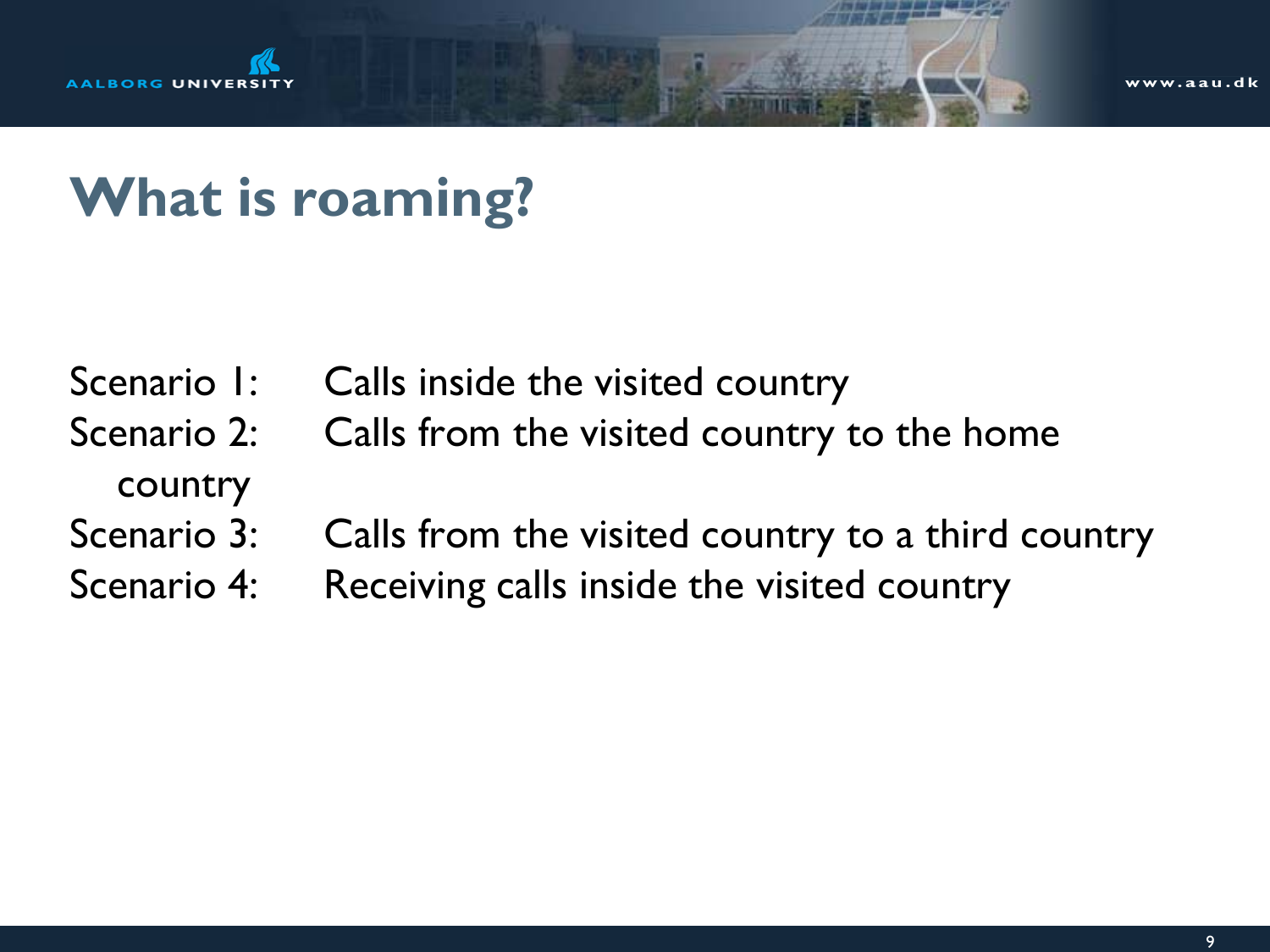# What is roaming?

Scenario 1: Calls inside the visited country
Scenario 2: Calls from the visited country to the home country
Scenario 3: Calls from the visited country to a third country
Scenario 4: Receiving calls inside the visited country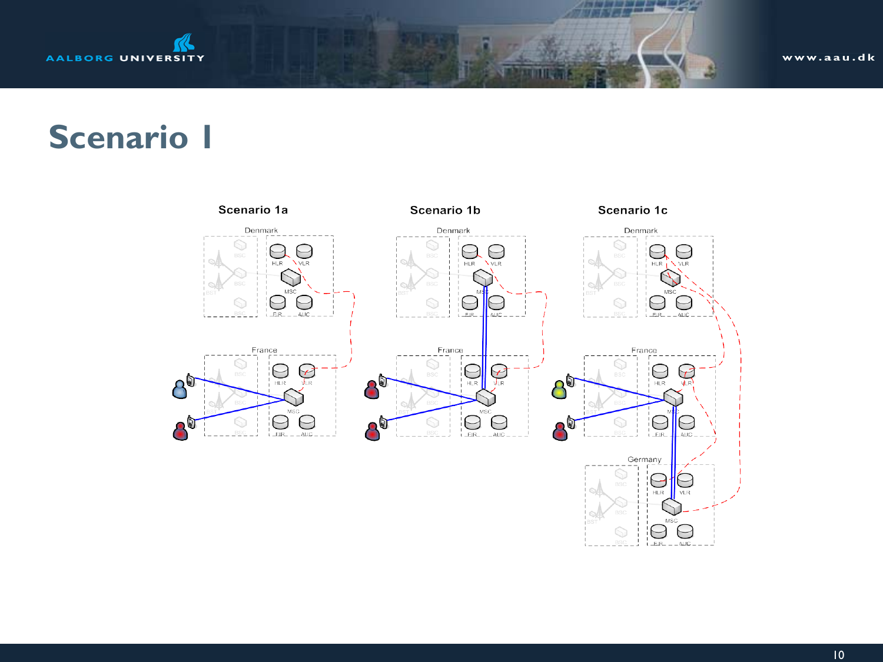# Scenario I

Scenario 1a

Denmark

France

Scenario 1b

Denmark

France

Scenario 1c

Denmark

France

Germany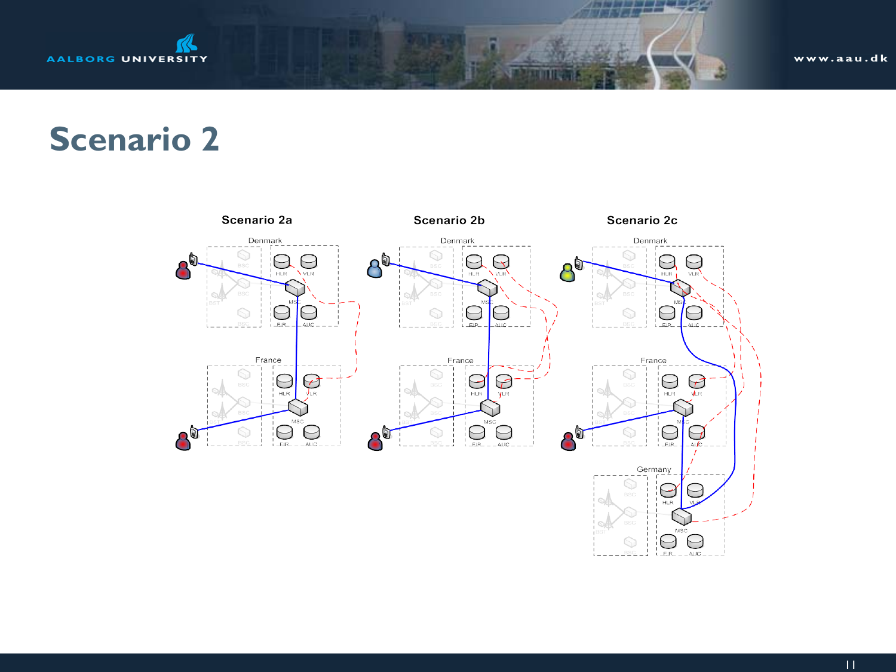# Scenario 2

Scenario 2a

Scenario 2b

Scenario 2c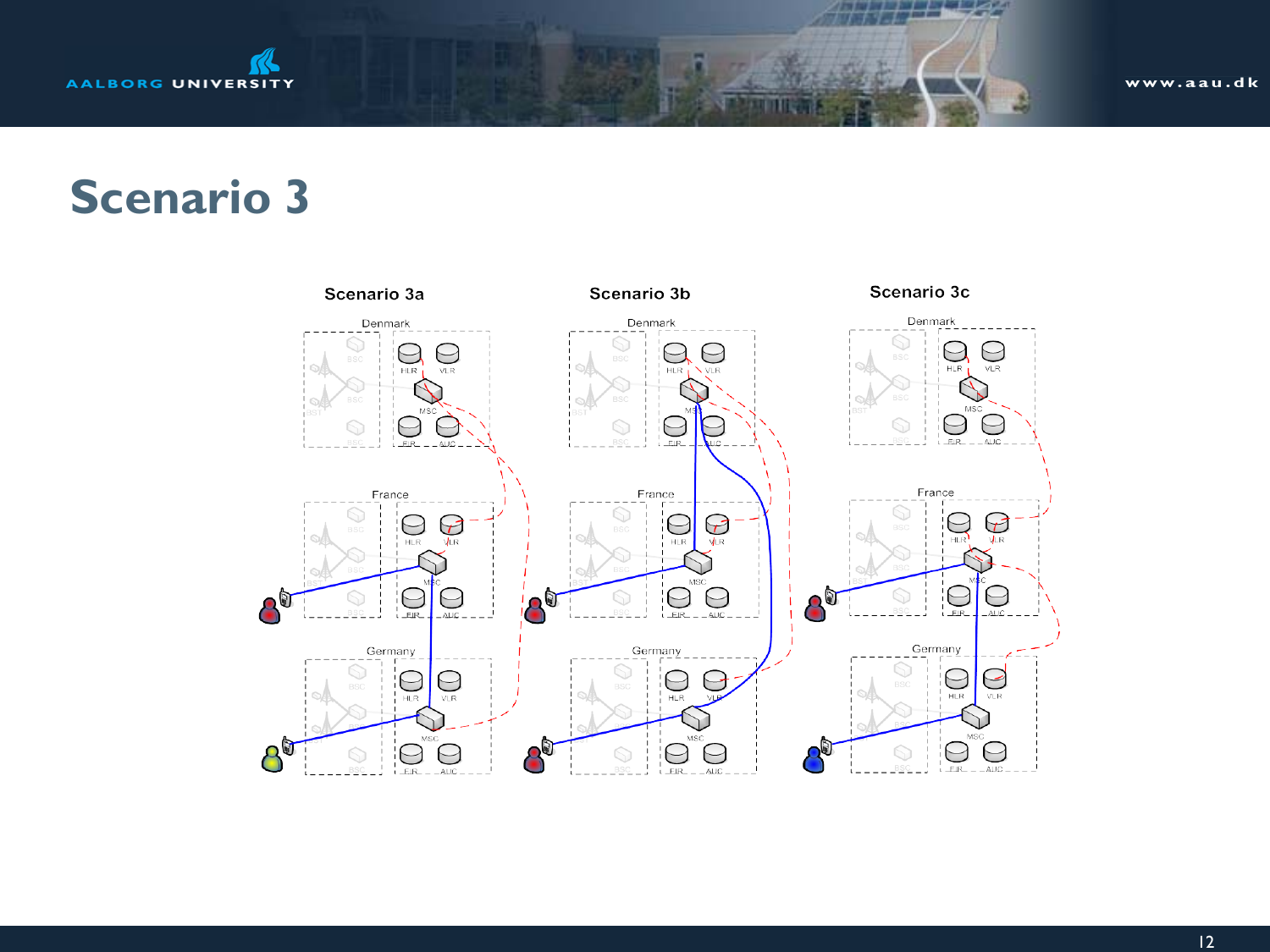# Scenario 3

Scenario 3a

Scenario 3b

Scenario 3c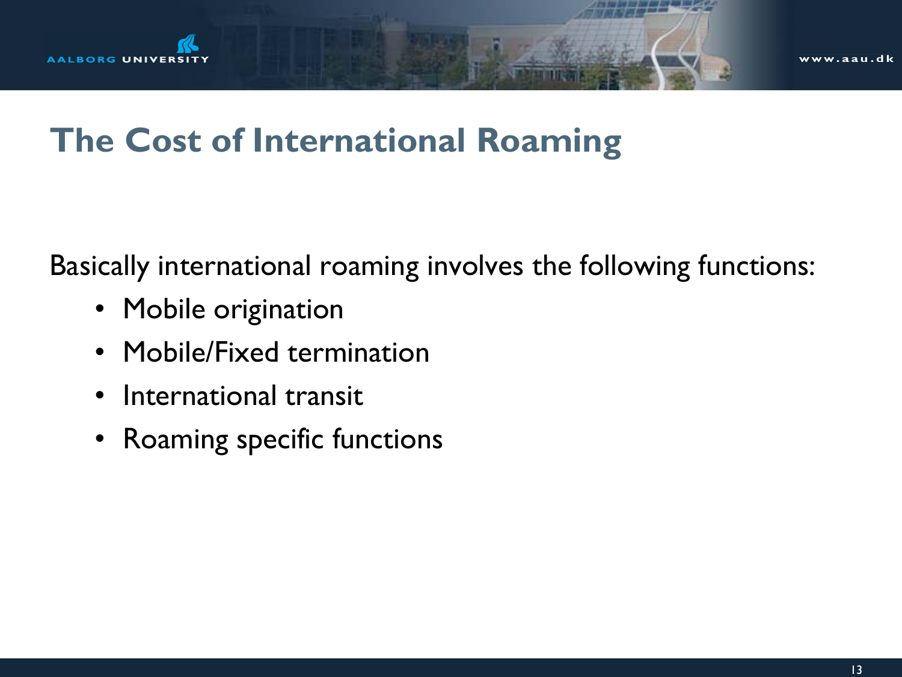# The Cost of International Roaming

Basically international roaming involves the following functions:

- Mobile origination
- Mobile/Fixed termination
- International transit
- Roaming specific functions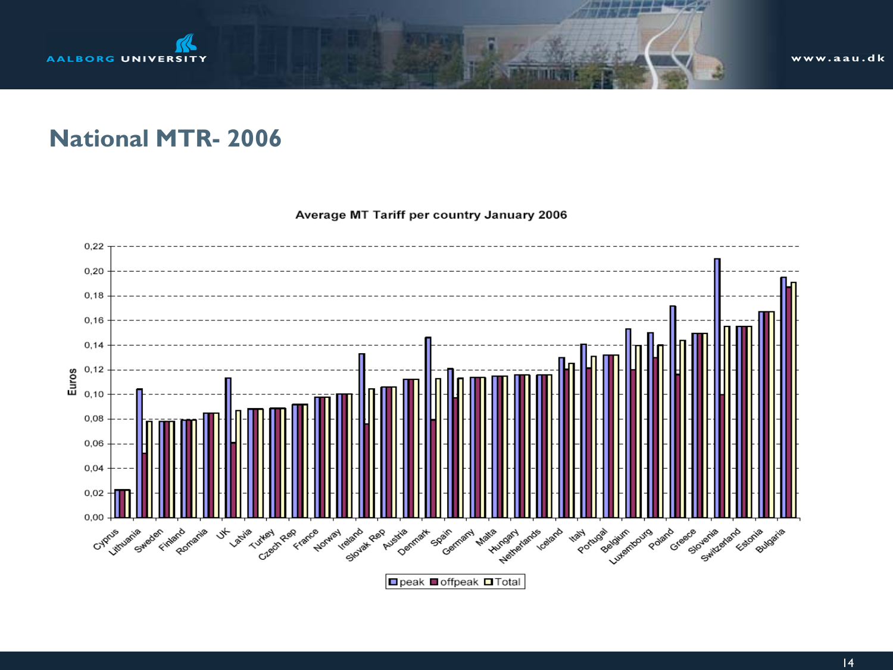# National MTR- 2006

Average MT Tariff per country January 2006

Euros: 0,00 – 0,22

Countries: Cyprus, Lithuania, Sweden, Finland, Romania, UK, Latvia, Turkey, Czech Rep, France, Norway, Ireland, Slovak Rep, Austria, Denmark, Spain, Germany, Malta, Hungary, Netherlands, Iceland, Italy, Portugal, Belgium, Luxembourg, Poland, Greece, Slovenia, Switzerland, Estonia, Bulgaria

Legend: peak, offpeak, Total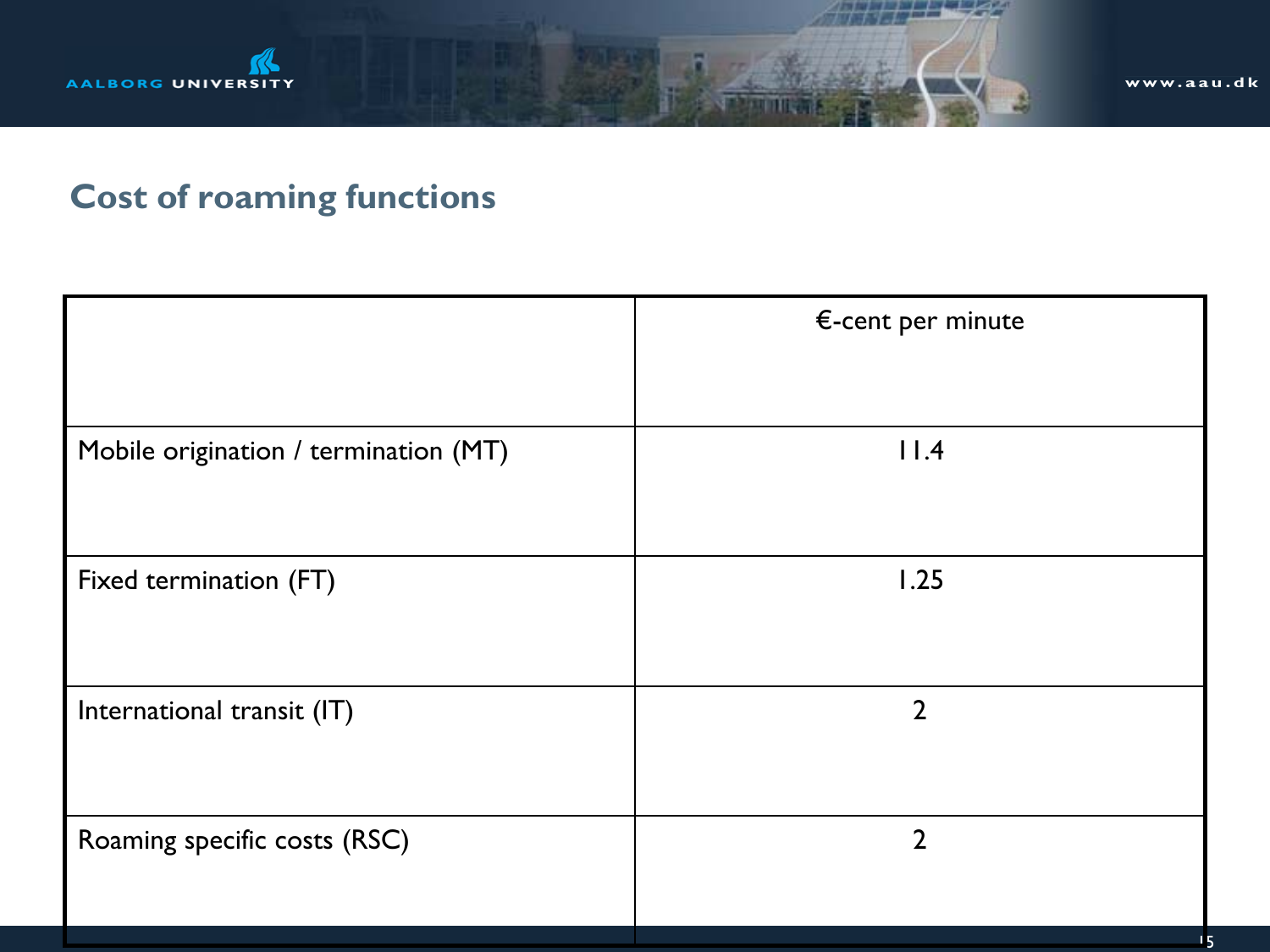## Cost of roaming functions

| | €-cent per minute |
|---|---|
| Mobile origination / termination (MT) | 11.4 |
| Fixed termination (FT) | 1.25 |
| International transit (IT) | 2 |
| Roaming specific costs (RSC) | 2 |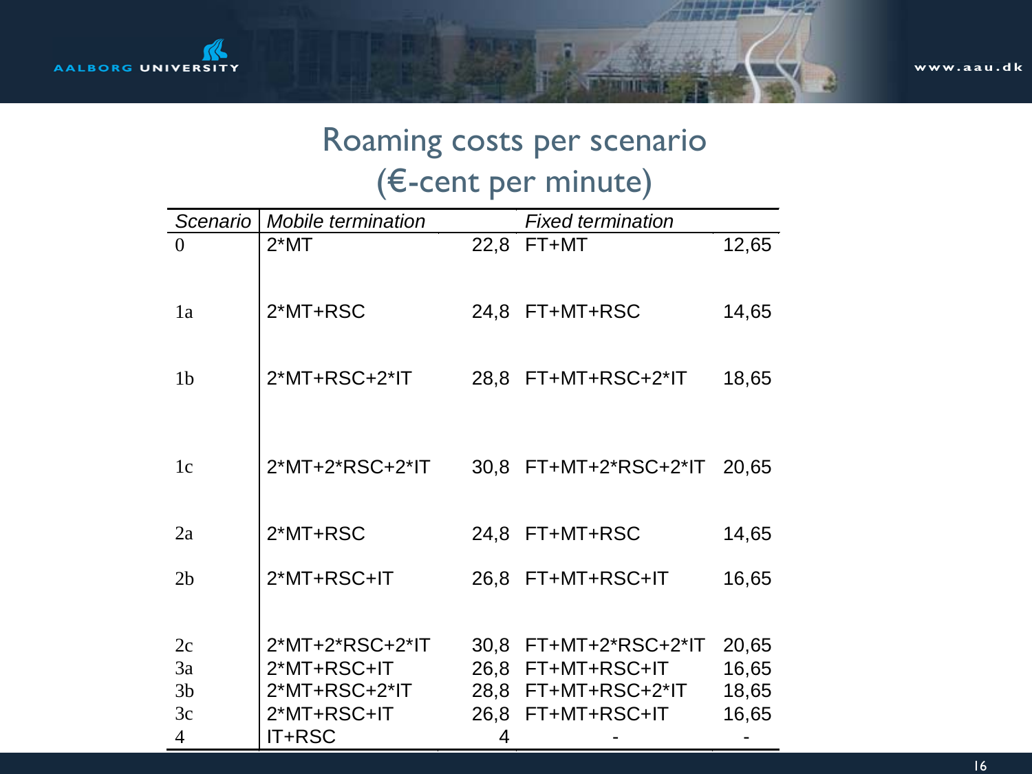# Roaming costs per scenario (€-cent per minute)

| *Scenario* | *Mobile termination* | | *Fixed termination* | |
|---|---|---|---|---|
| 0 | 2*MT | 22,8 | FT+MT | 12,65 |
| 1a | 2*MT+RSC | 24,8 | FT+MT+RSC | 14,65 |
| 1b | 2*MT+RSC+2*IT | 28,8 | FT+MT+RSC+2*IT | 18,65 |
| 1c | 2*MT+2*RSC+2*IT | 30,8 | FT+MT+2*RSC+2*IT | 20,65 |
| 2a | 2*MT+RSC | 24,8 | FT+MT+RSC | 14,65 |
| 2b | 2*MT+RSC+IT | 26,8 | FT+MT+RSC+IT | 16,65 |
| 2c | 2*MT+2*RSC+2*IT | 30,8 | FT+MT+2*RSC+2*IT | 20,65 |
| 3a | 2*MT+RSC+IT | 26,8 | FT+MT+RSC+IT | 16,65 |
| 3b | 2*MT+RSC+2*IT | 28,8 | FT+MT+RSC+2*IT | 18,65 |
| 3c | 2*MT+RSC+IT | 26,8 | FT+MT+RSC+IT | 16,65 |
| 4 | IT+RSC | 4 | - | - |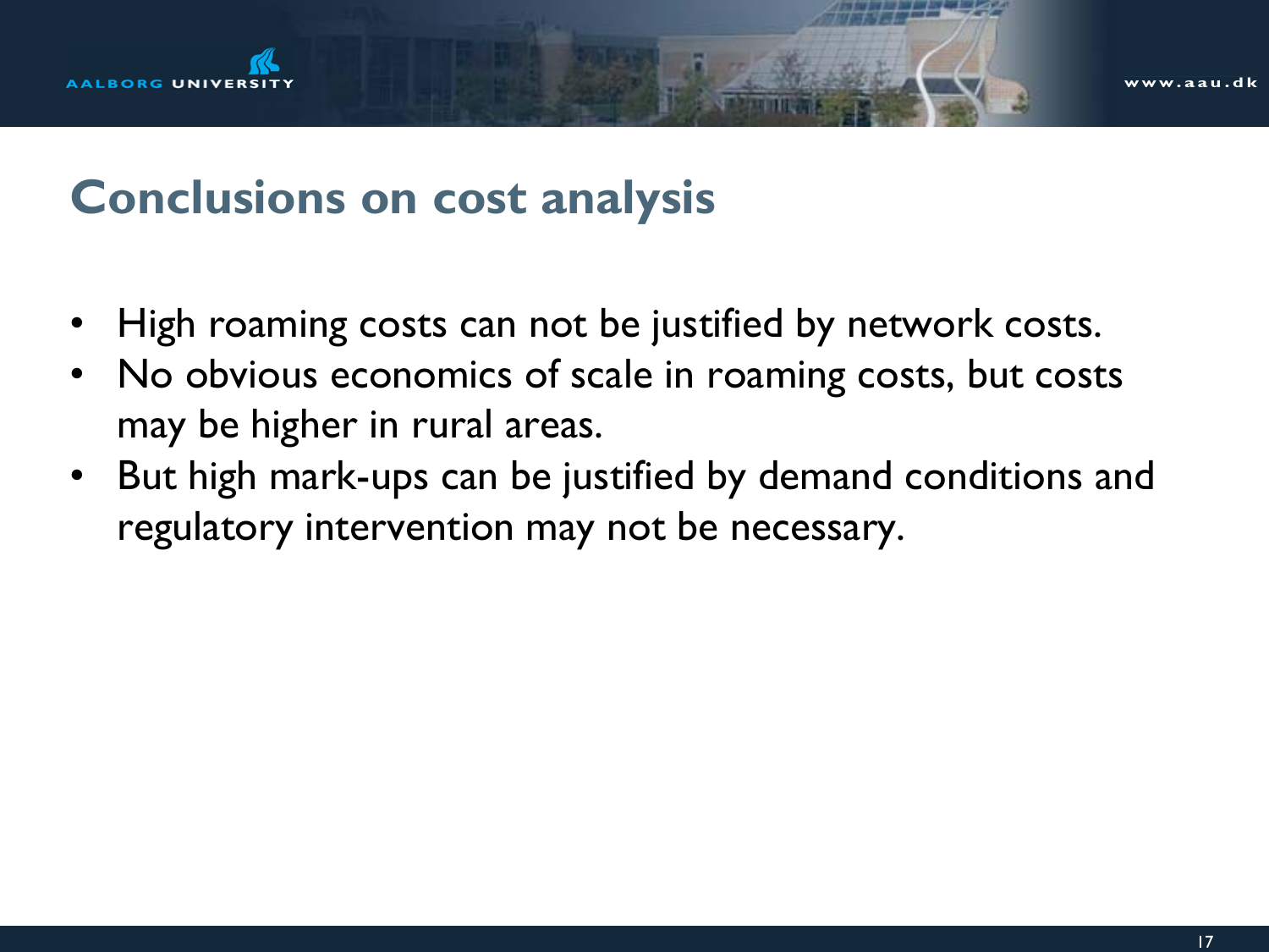## Conclusions on cost analysis

- High roaming costs can not be justified by network costs.
- No obvious economics of scale in roaming costs, but costs may be higher in rural areas.
- But high mark-ups can be justified by demand conditions and regulatory intervention may not be necessary.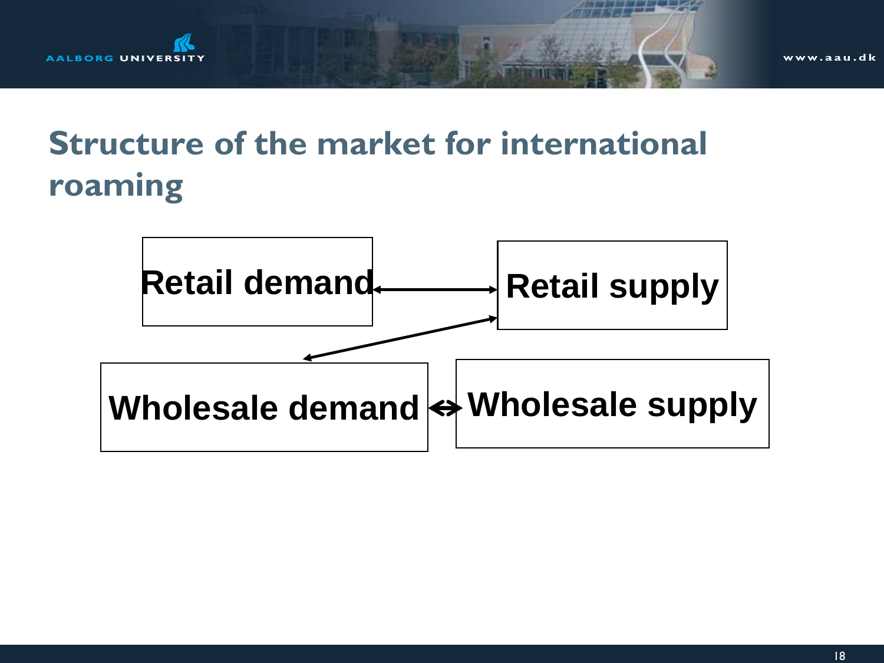# Structure of the market for international roaming

Retail demand ↔ Retail supply

Wholesale demand ↔ Wholesale supply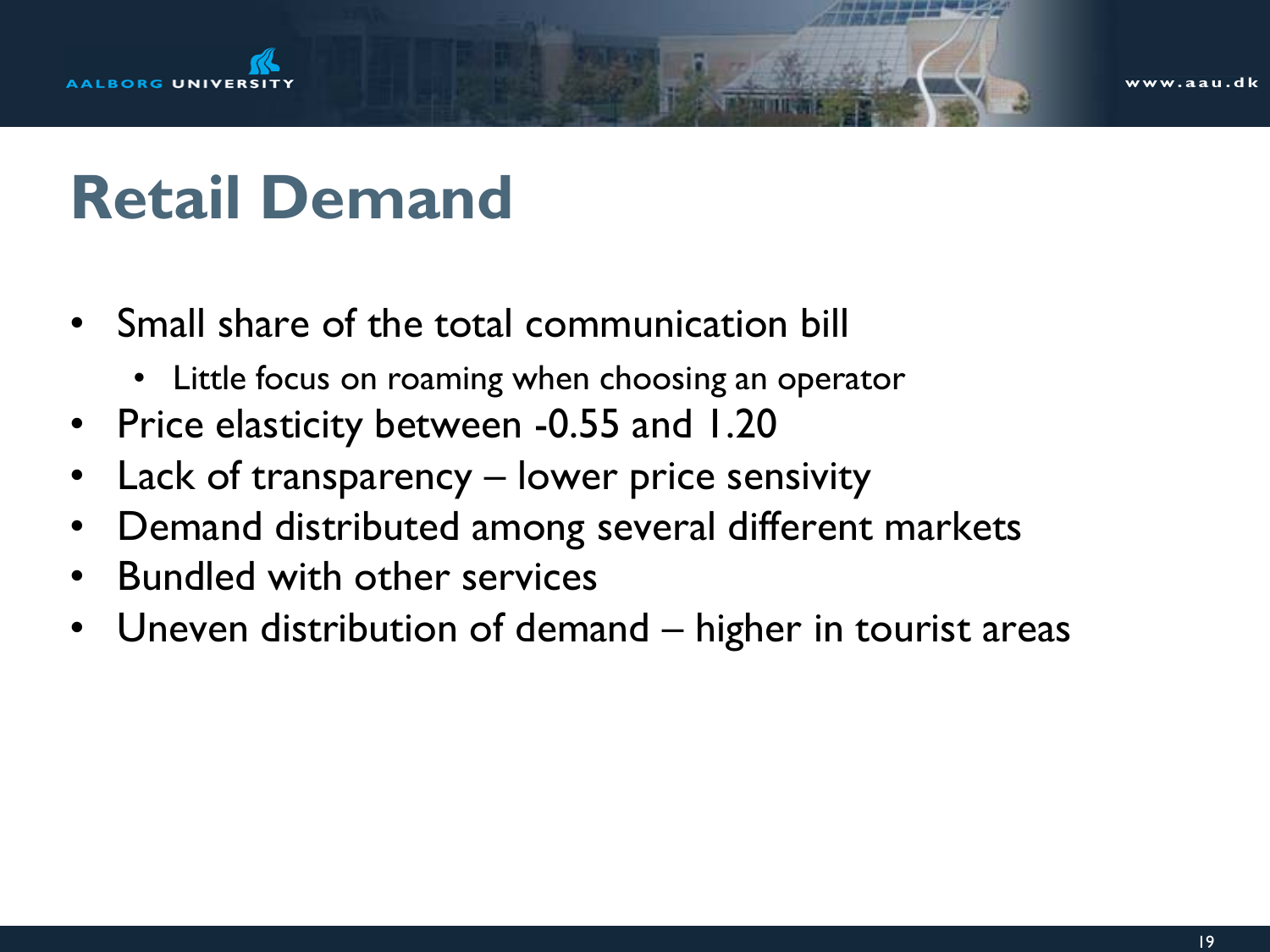# Retail Demand

- Small share of the total communication bill
  - Little focus on roaming when choosing an operator
- Price elasticity between -0.55 and 1.20
- Lack of transparency – lower price sensivity
- Demand distributed among several different markets
- Bundled with other services
- Uneven distribution of demand – higher in tourist areas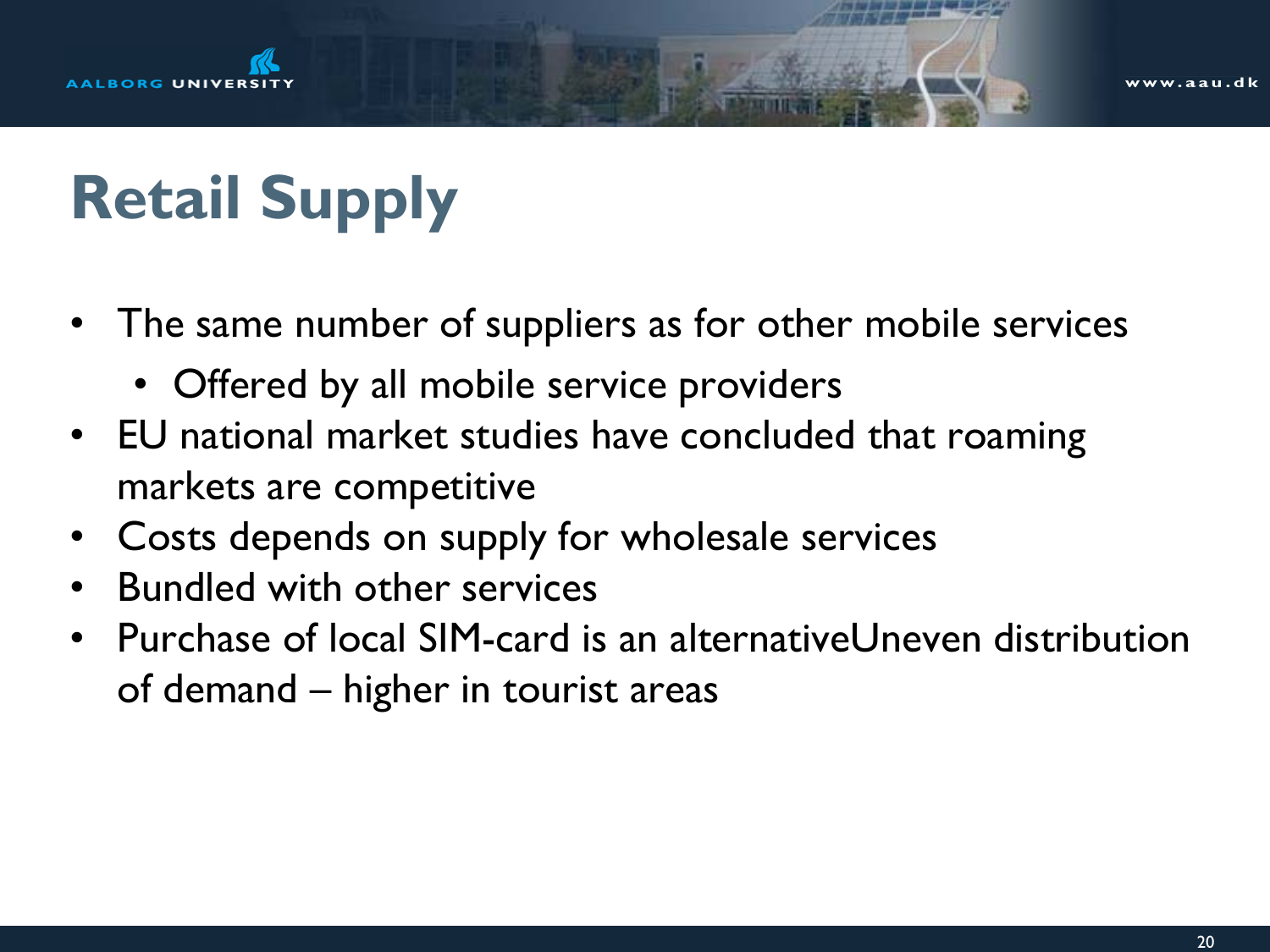# Retail Supply

- The same number of suppliers as for other mobile services
  - Offered by all mobile service providers
- EU national market studies have concluded that roaming markets are competitive
- Costs depends on supply for wholesale services
- Bundled with other services
- Purchase of local SIM-card is an alternativeUneven distribution of demand – higher in tourist areas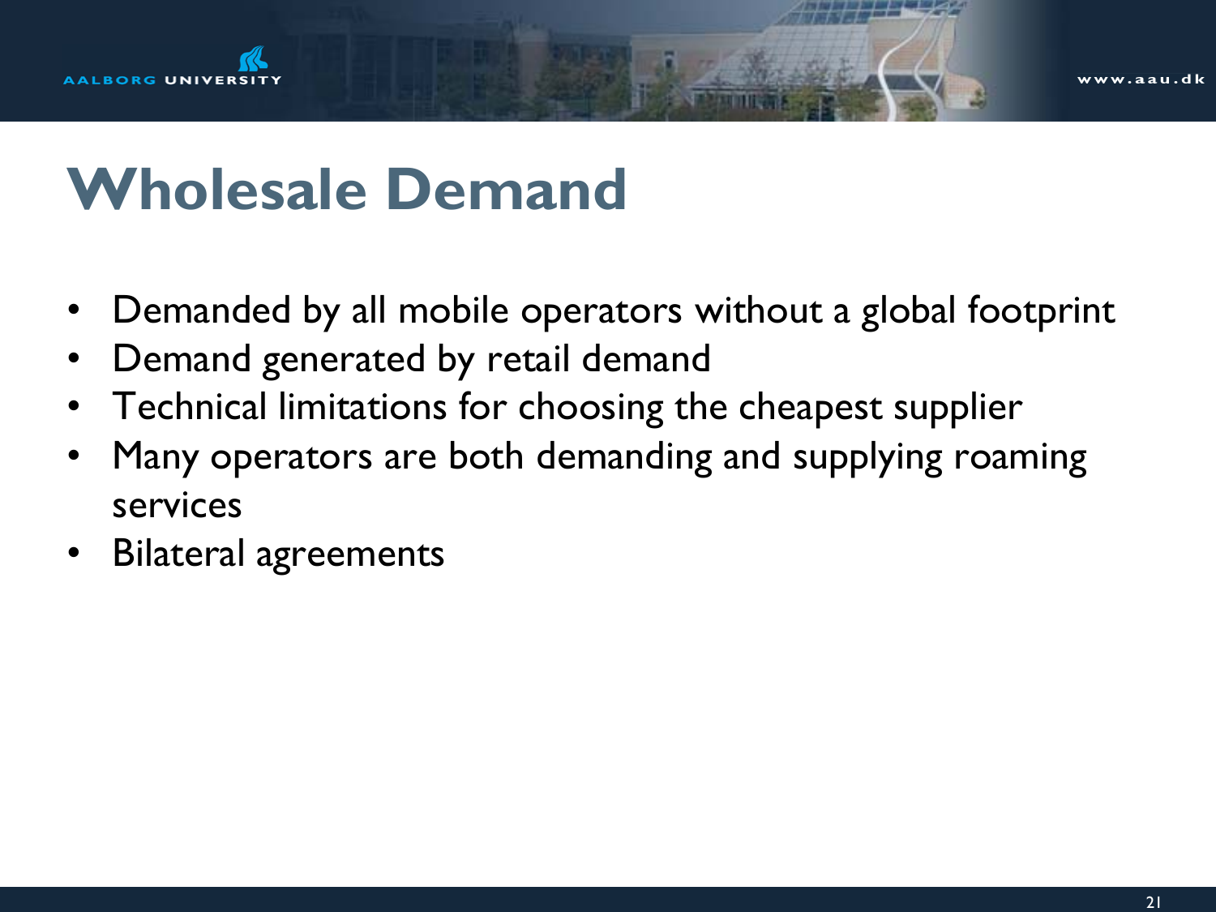# Wholesale Demand

- Demanded by all mobile operators without a global footprint
- Demand generated by retail demand
- Technical limitations for choosing the cheapest supplier
- Many operators are both demanding and supplying roaming services
- Bilateral agreements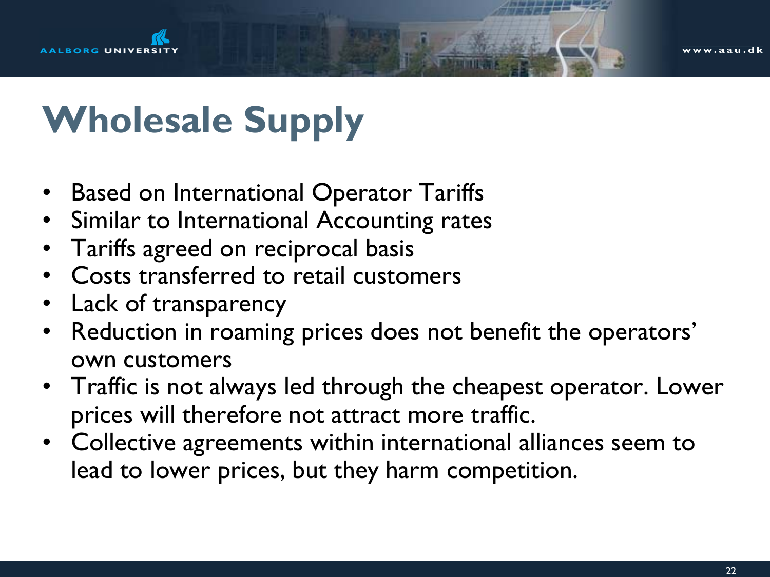# Wholesale Supply

- Based on International Operator Tariffs
- Similar to International Accounting rates
- Tariffs agreed on reciprocal basis
- Costs transferred to retail customers
- Lack of transparency
- Reduction in roaming prices does not benefit the operators' own customers
- Traffic is not always led through the cheapest operator. Lower prices will therefore not attract more traffic.
- Collective agreements within international alliances seem to lead to lower prices, but they harm competition.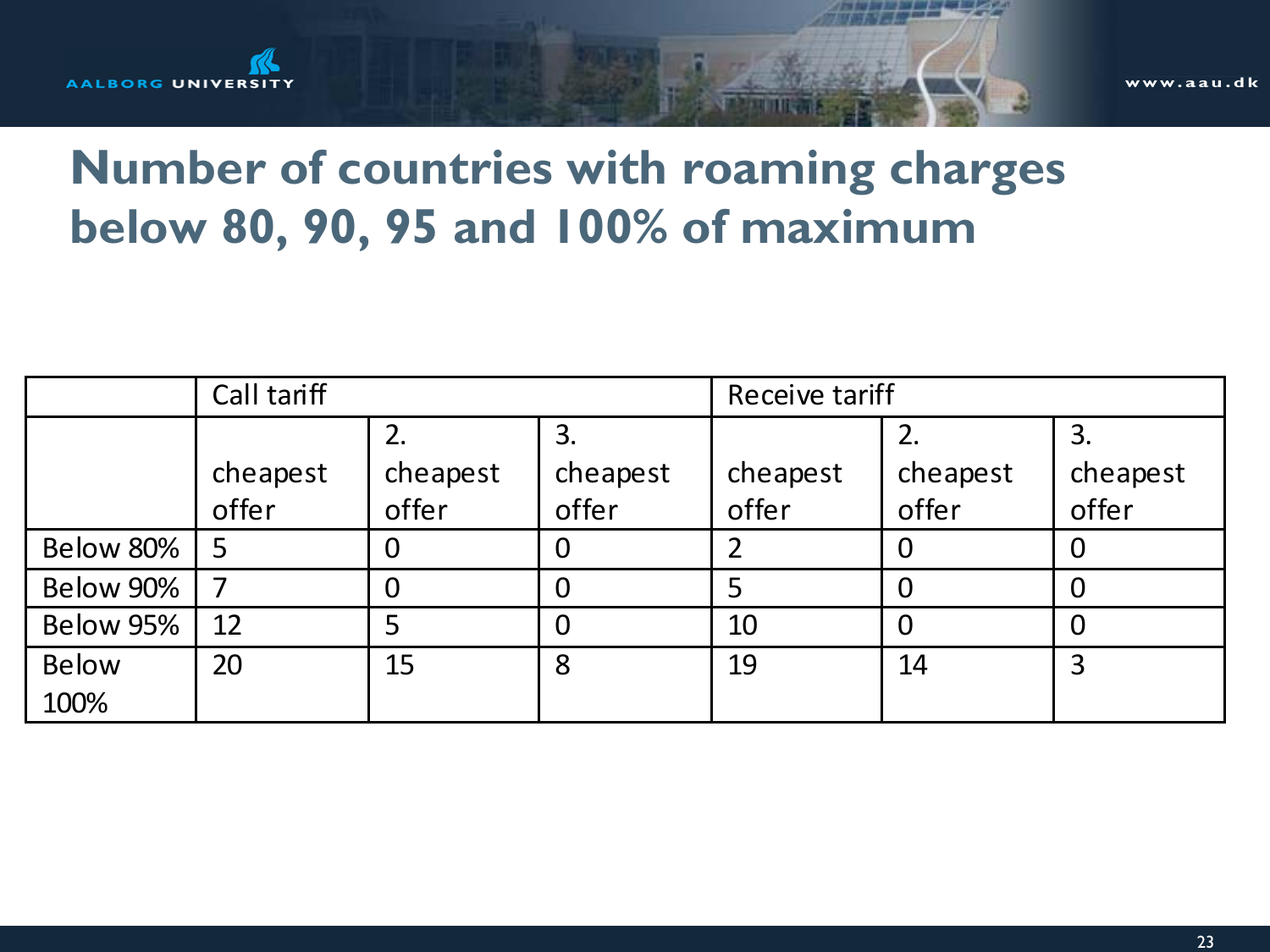# Number of countries with roaming charges below 80, 90, 95 and 100% of maximum

| | Call tariff | | | Receive tariff | | |
|---|---|---|---|---|---|---|
| | cheapest offer | 2. cheapest offer | 3. cheapest offer | cheapest offer | 2. cheapest offer | 3. cheapest offer |
| Below 80% | 5 | 0 | 0 | 2 | 0 | 0 |
| Below 90% | 7 | 0 | 0 | 5 | 0 | 0 |
| Below 95% | 12 | 5 | 0 | 10 | 0 | 0 |
| Below 100% | 20 | 15 | 8 | 19 | 14 | 3 |